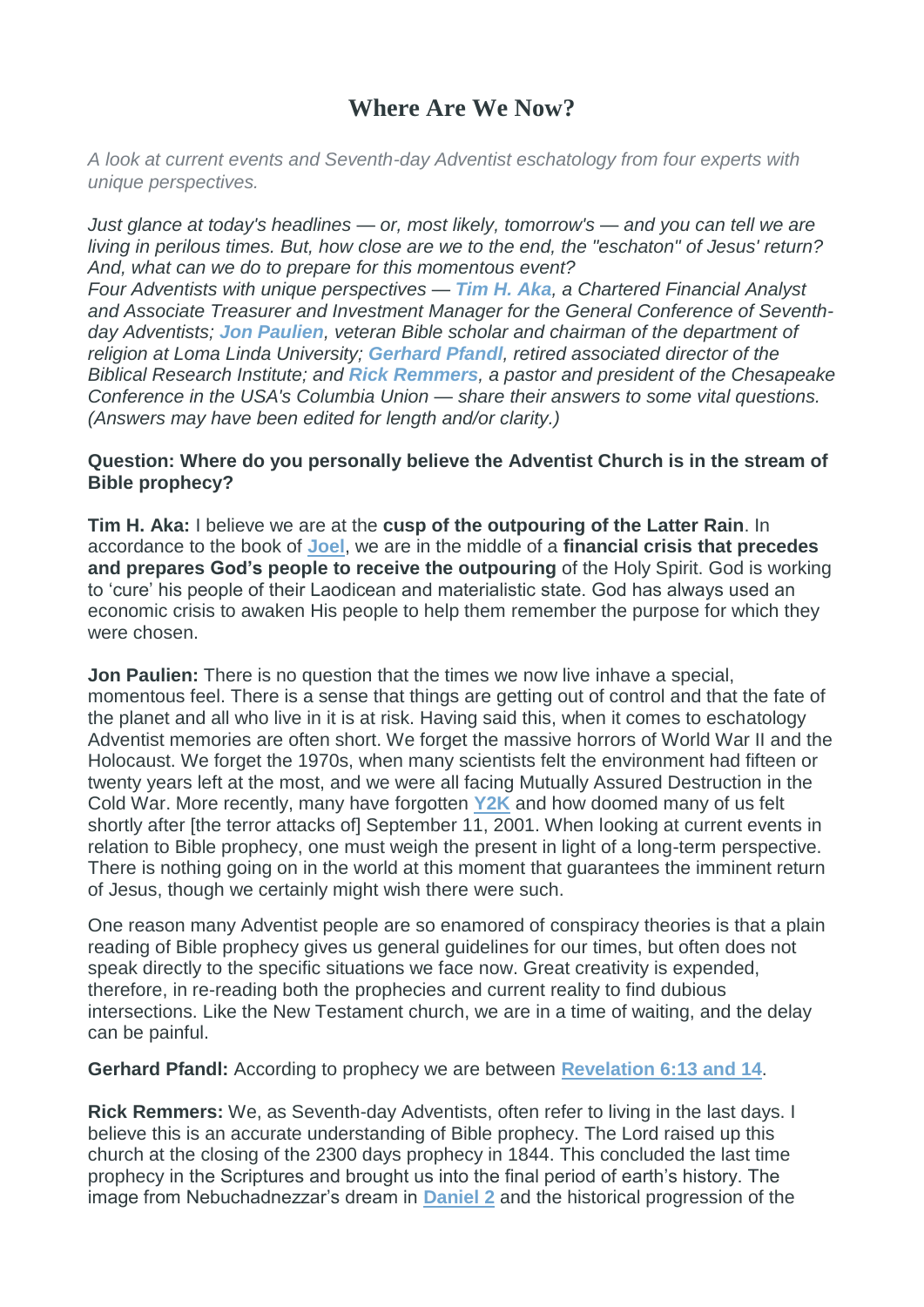# Where Are We Now?

*A look at current events and Seventh-day Adventist eschatology from four experts with unique perspectives.*

*Just glance at today's headlines — or, most likely, tomorrow's — and you can tell we are living in perilous times. But, how close are we to the end, the "eschaton" of Jesus' return? And, what can we do to prepare for this momentous event?*

*Four Adventists with unique perspectives — **Tim H. Aka**, a Chartered Financial Analyst and Associate Treasurer and Investment Manager for the General Conference of Seventh-day Adventists; **Jon Paulien**, veteran Bible scholar and chairman of the department of religion at Loma Linda University; **Gerhard Pfandl**, retired associated director of the Biblical Research Institute; and **Rick Remmers**, a pastor and president of the Chesapeake Conference in the USA's Columbia Union — share their answers to some vital questions. (Answers may have been edited for length and/or clarity.)*

**Question: Where do you personally believe the Adventist Church is in the stream of Bible prophecy?**

**Tim H. Aka:** I believe we are at the **cusp of the outpouring of the Latter Rain**. In accordance to the book of Joel, we are in the middle of a **financial crisis that precedes and prepares God's people to receive the outpouring** of the Holy Spirit. God is working to 'cure' his people of their Laodicean and materialistic state. God has always used an economic crisis to awaken His people to help them remember the purpose for which they were chosen.

**Jon Paulien:** There is no question that the times we now live inhave a special, momentous feel. There is a sense that things are getting out of control and that the fate of the planet and all who live in it is at risk. Having said this, when it comes to eschatology Adventist memories are often short. We forget the massive horrors of World War II and the Holocaust. We forget the 1970s, when many scientists felt the environment had fifteen or twenty years left at the most, and we were all facing Mutually Assured Destruction in the Cold War. More recently, many have forgotten Y2K and how doomed many of us felt shortly after [the terror attacks of] September 11, 2001. When looking at current events in relation to Bible prophecy, one must weigh the present in light of a long-term perspective. There is nothing going on in the world at this moment that guarantees the imminent return of Jesus, though we certainly might wish there were such.

One reason many Adventist people are so enamored of conspiracy theories is that a plain reading of Bible prophecy gives us general guidelines for our times, but often does not speak directly to the specific situations we face now. Great creativity is expended, therefore, in re-reading both the prophecies and current reality to find dubious intersections. Like the New Testament church, we are in a time of waiting, and the delay can be painful.

**Gerhard Pfandl:** According to prophecy we are between Revelation 6:13 and 14.

**Rick Remmers:** We, as Seventh-day Adventists, often refer to living in the last days. I believe this is an accurate understanding of Bible prophecy. The Lord raised up this church at the closing of the 2300 days prophecy in 1844. This concluded the last time prophecy in the Scriptures and brought us into the final period of earth's history. The image from Nebuchadnezzar's dream in Daniel 2 and the historical progression of the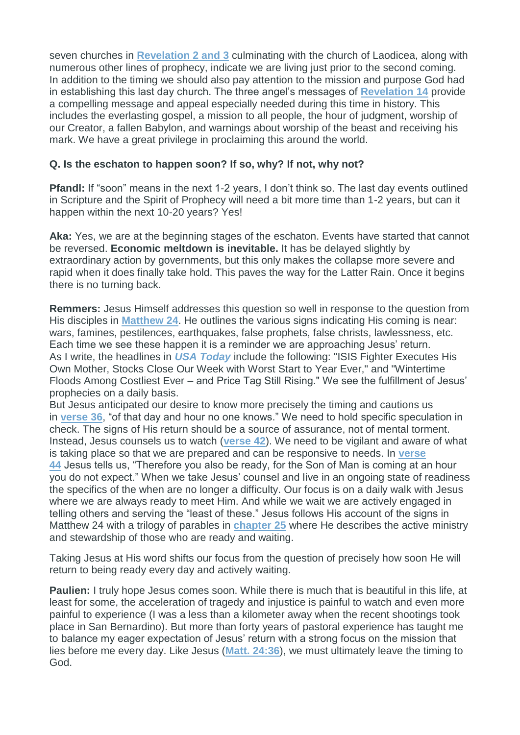seven churches in **Revelation 2 and 3** culminating with the church of Laodicea, along with numerous other lines of prophecy, indicate we are living just prior to the second coming. In addition to the timing we should also pay attention to the mission and purpose God had in establishing this last day church. The three angel's messages of **Revelation 14** provide a compelling message and appeal especially needed during this time in history. This includes the everlasting gospel, a mission to all people, the hour of judgment, worship of our Creator, a fallen Babylon, and warnings about worship of the beast and receiving his mark. We have a great privilege in proclaiming this around the world.

**Q. Is the eschaton to happen soon? If so, why? If not, why not?**

**Pfandl:** If "soon" means in the next 1-2 years, I don't think so. The last day events outlined in Scripture and the Spirit of Prophecy will need a bit more time than 1-2 years, but can it happen within the next 10-20 years? Yes!

**Aka:** Yes, we are at the beginning stages of the eschaton. Events have started that cannot be reversed. **Economic meltdown is inevitable.** It has be delayed slightly by extraordinary action by governments, but this only makes the collapse more severe and rapid when it does finally take hold. This paves the way for the Latter Rain. Once it begins there is no turning back.

**Remmers:** Jesus Himself addresses this question so well in response to the question from His disciples in **Matthew 24**. He outlines the various signs indicating His coming is near: wars, famines, pestilences, earthquakes, false prophets, false christs, lawlessness, etc. Each time we see these happen it is a reminder we are approaching Jesus' return. As I write, the headlines in ***USA Today*** include the following: "ISIS Fighter Executes His Own Mother, Stocks Close Our Week with Worst Start to Year Ever," and "Wintertime Floods Among Costliest Ever – and Price Tag Still Rising." We see the fulfillment of Jesus' prophecies on a daily basis.
But Jesus anticipated our desire to know more precisely the timing and cautions us in **verse 36**, "of that day and hour no one knows." We need to hold specific speculation in check. The signs of His return should be a source of assurance, not of mental torment. Instead, Jesus counsels us to watch (**verse 42**). We need to be vigilant and aware of what is taking place so that we are prepared and can be responsive to needs. In **verse 44** Jesus tells us, "Therefore you also be ready, for the Son of Man is coming at an hour you do not expect." When we take Jesus' counsel and live in an ongoing state of readiness the specifics of the when are no longer a difficulty. Our focus is on a daily walk with Jesus where we are always ready to meet Him. And while we wait we are actively engaged in telling others and serving the "least of these." Jesus follows His account of the signs in Matthew 24 with a trilogy of parables in **chapter 25** where He describes the active ministry and stewardship of those who are ready and waiting.

Taking Jesus at His word shifts our focus from the question of precisely how soon He will return to being ready every day and actively waiting.

**Paulien:** I truly hope Jesus comes soon. While there is much that is beautiful in this life, at least for some, the acceleration of tragedy and injustice is painful to watch and even more painful to experience (I was a less than a kilometer away when the recent shootings took place in San Bernardino). But more than forty years of pastoral experience has taught me to balance my eager expectation of Jesus' return with a strong focus on the mission that lies before me every day. Like Jesus (**Matt. 24:36**), we must ultimately leave the timing to God.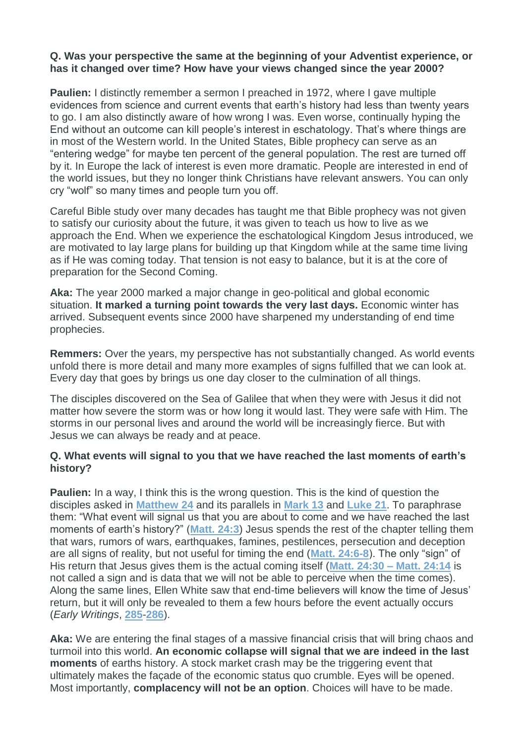**Q. Was your perspective the same at the beginning of your Adventist experience, or has it changed over time? How have your views changed since the year 2000?**

**Paulien:** I distinctly remember a sermon I preached in 1972, where I gave multiple evidences from science and current events that earth's history had less than twenty years to go. I am also distinctly aware of how wrong I was. Even worse, continually hyping the End without an outcome can kill people's interest in eschatology. That's where things are in most of the Western world. In the United States, Bible prophecy can serve as an "entering wedge" for maybe ten percent of the general population. The rest are turned off by it. In Europe the lack of interest is even more dramatic. People are interested in end of the world issues, but they no longer think Christians have relevant answers. You can only cry "wolf" so many times and people turn you off.

Careful Bible study over many decades has taught me that Bible prophecy was not given to satisfy our curiosity about the future, it was given to teach us how to live as we approach the End. When we experience the eschatological Kingdom Jesus introduced, we are motivated to lay large plans for building up that Kingdom while at the same time living as if He was coming today. That tension is not easy to balance, but it is at the core of preparation for the Second Coming.

**Aka:** The year 2000 marked a major change in geo-political and global economic situation. **It marked a turning point towards the very last days.** Economic winter has arrived. Subsequent events since 2000 have sharpened my understanding of end time prophecies.

**Remmers:** Over the years, my perspective has not substantially changed. As world events unfold there is more detail and many more examples of signs fulfilled that we can look at. Every day that goes by brings us one day closer to the culmination of all things.

The disciples discovered on the Sea of Galilee that when they were with Jesus it did not matter how severe the storm was or how long it would last. They were safe with Him. The storms in our personal lives and around the world will be increasingly fierce. But with Jesus we can always be ready and at peace.

**Q. What events will signal to you that we have reached the last moments of earth's history?**

**Paulien:** In a way, I think this is the wrong question. This is the kind of question the disciples asked in **Matthew 24** and its parallels in **Mark 13** and **Luke 21**. To paraphrase them: "What event will signal us that you are about to come and we have reached the last moments of earth's history?" (**Matt. 24:3**) Jesus spends the rest of the chapter telling them that wars, rumors of wars, earthquakes, famines, pestilences, persecution and deception are all signs of reality, but not useful for timing the end (**Matt. 24:6-8**). The only "sign" of His return that Jesus gives them is the actual coming itself (**Matt. 24:30 – Matt. 24:14** is not called a sign and is data that we will not be able to perceive when the time comes). Along the same lines, Ellen White saw that end-time believers will know the time of Jesus' return, but it will only be revealed to them a few hours before the event actually occurs (*Early Writings*, **285**-**286**).

**Aka:** We are entering the final stages of a massive financial crisis that will bring chaos and turmoil into this world. **An economic collapse will signal that we are indeed in the last moments** of earths history. A stock market crash may be the triggering event that ultimately makes the façade of the economic status quo crumble. Eyes will be opened. Most importantly, **complacency will not be an option**. Choices will have to be made.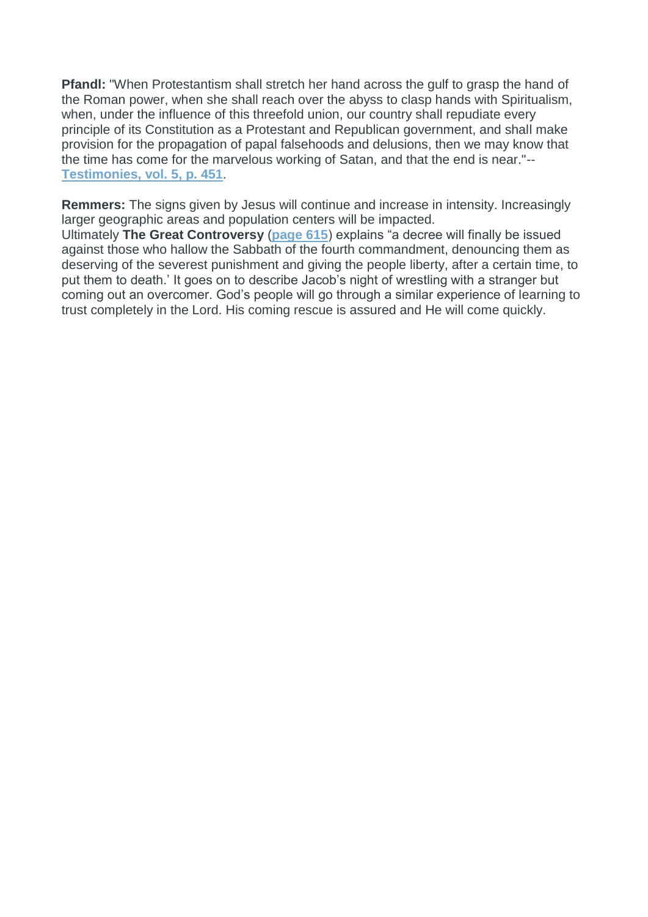**Pfandl:** "When Protestantism shall stretch her hand across the gulf to grasp the hand of the Roman power, when she shall reach over the abyss to clasp hands with Spiritualism, when, under the influence of this threefold union, our country shall repudiate every principle of its Constitution as a Protestant and Republican government, and shall make provision for the propagation of papal falsehoods and delusions, then we may know that the time has come for the marvelous working of Satan, and that the end is near."-- **Testimonies, vol. 5, p. 451**.

**Remmers:** The signs given by Jesus will continue and increase in intensity. Increasingly larger geographic areas and population centers will be impacted.
Ultimately **The Great Controversy** (**page 615**) explains "a decree will finally be issued against those who hallow the Sabbath of the fourth commandment, denouncing them as deserving of the severest punishment and giving the people liberty, after a certain time, to put them to death.' It goes on to describe Jacob's night of wrestling with a stranger but coming out an overcomer. God's people will go through a similar experience of learning to trust completely in the Lord. His coming rescue is assured and He will come quickly.